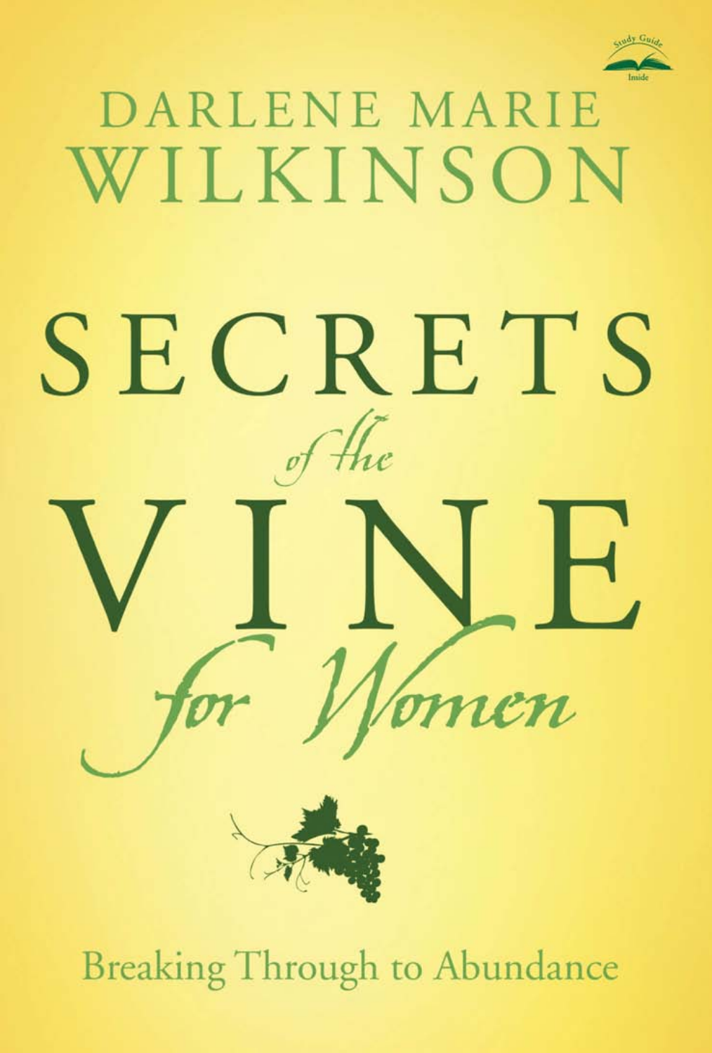Study Guide Inside

DARLENE MARIE WILKINSON

# SECRETS *of the* VINE *for Women*

Breaking Through to Abundance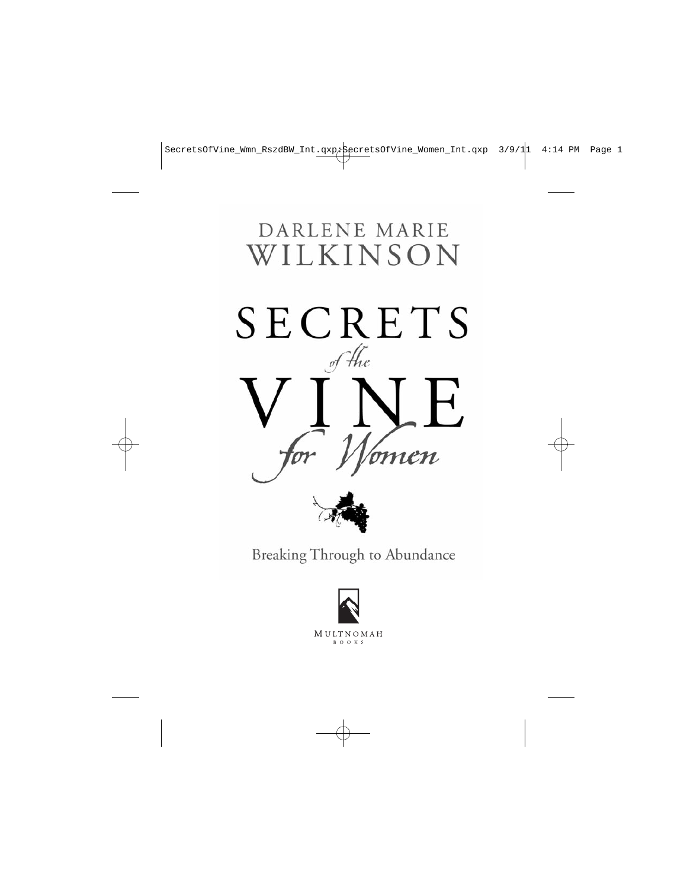DARLENE MARIE
WILKINSON

# SECRETS *of the* VINE *for Women*

Breaking Through to Abundance

MULTNOMAH
BOOKS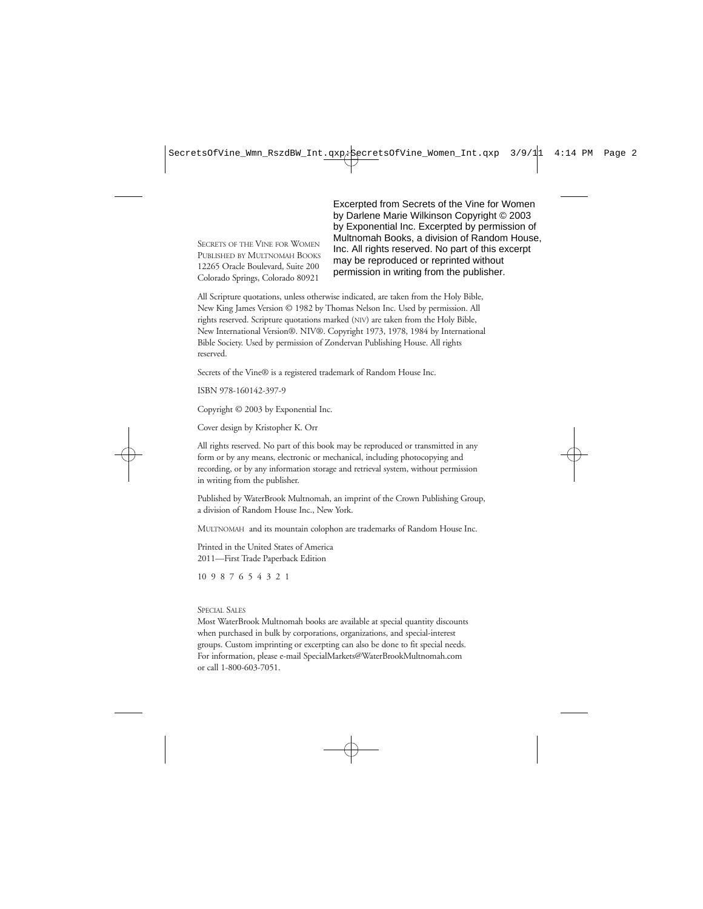Excerpted from Secrets of the Vine for Women by Darlene Marie Wilkinson Copyright © 2003 by Exponential Inc. Excerpted by permission of Multnomah Books, a division of Random House, Inc. All rights reserved. No part of this excerpt may be reproduced or reprinted without permission in writing from the publisher.

SECRETS OF THE VINE FOR WOMEN
PUBLISHED BY MULTNOMAH BOOKS
12265 Oracle Boulevard, Suite 200
Colorado Springs, Colorado 80921

All Scripture quotations, unless otherwise indicated, are taken from the Holy Bible, New King James Version © 1982 by Thomas Nelson Inc. Used by permission. All rights reserved. Scripture quotations marked (NIV) are taken from the Holy Bible, New International Version®. NIV®. Copyright 1973, 1978, 1984 by International Bible Society. Used by permission of Zondervan Publishing House. All rights reserved.

Secrets of the Vine® is a registered trademark of Random House Inc.

ISBN 978-160142-397-9

Copyright © 2003 by Exponential Inc.

Cover design by Kristopher K. Orr

All rights reserved. No part of this book may be reproduced or transmitted in any form or by any means, electronic or mechanical, including photocopying and recording, or by any information storage and retrieval system, without permission in writing from the publisher.

Published by WaterBrook Multnomah, an imprint of the Crown Publishing Group, a division of Random House Inc., New York.

MULTNOMAH and its mountain colophon are trademarks of Random House Inc.

Printed in the United States of America
2011—First Trade Paperback Edition

10 9 8 7 6 5 4 3 2 1

SPECIAL SALES

Most WaterBrook Multnomah books are available at special quantity discounts when purchased in bulk by corporations, organizations, and special-interest groups. Custom imprinting or excerpting can also be done to fit special needs. For information, please e-mail SpecialMarkets@WaterBrookMultnomah.com or call 1-800-603-7051.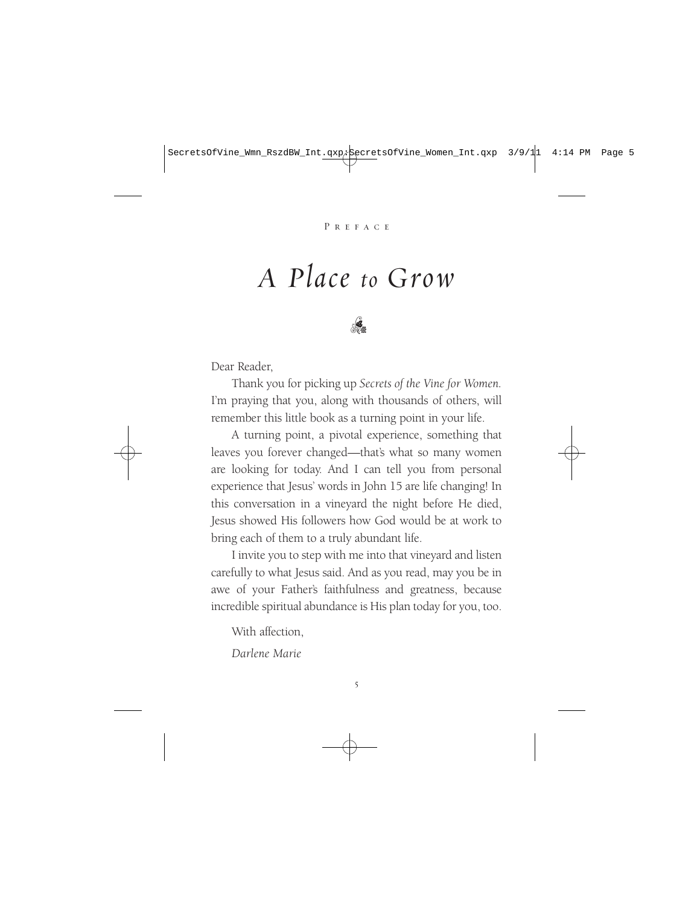PREFACE

# *A Place to Grow*

Dear Reader,

Thank you for picking up *Secrets of the Vine for Women*. I'm praying that you, along with thousands of others, will remember this little book as a turning point in your life.

A turning point, a pivotal experience, something that leaves you forever changed—that's what so many women are looking for today. And I can tell you from personal experience that Jesus' words in John 15 are life changing! In this conversation in a vineyard the night before He died, Jesus showed His followers how God would be at work to bring each of them to a truly abundant life.

I invite you to step with me into that vineyard and listen carefully to what Jesus said. And as you read, may you be in awe of your Father's faithfulness and greatness, because incredible spiritual abundance is His plan today for you, too.

With affection,

*Darlene Marie*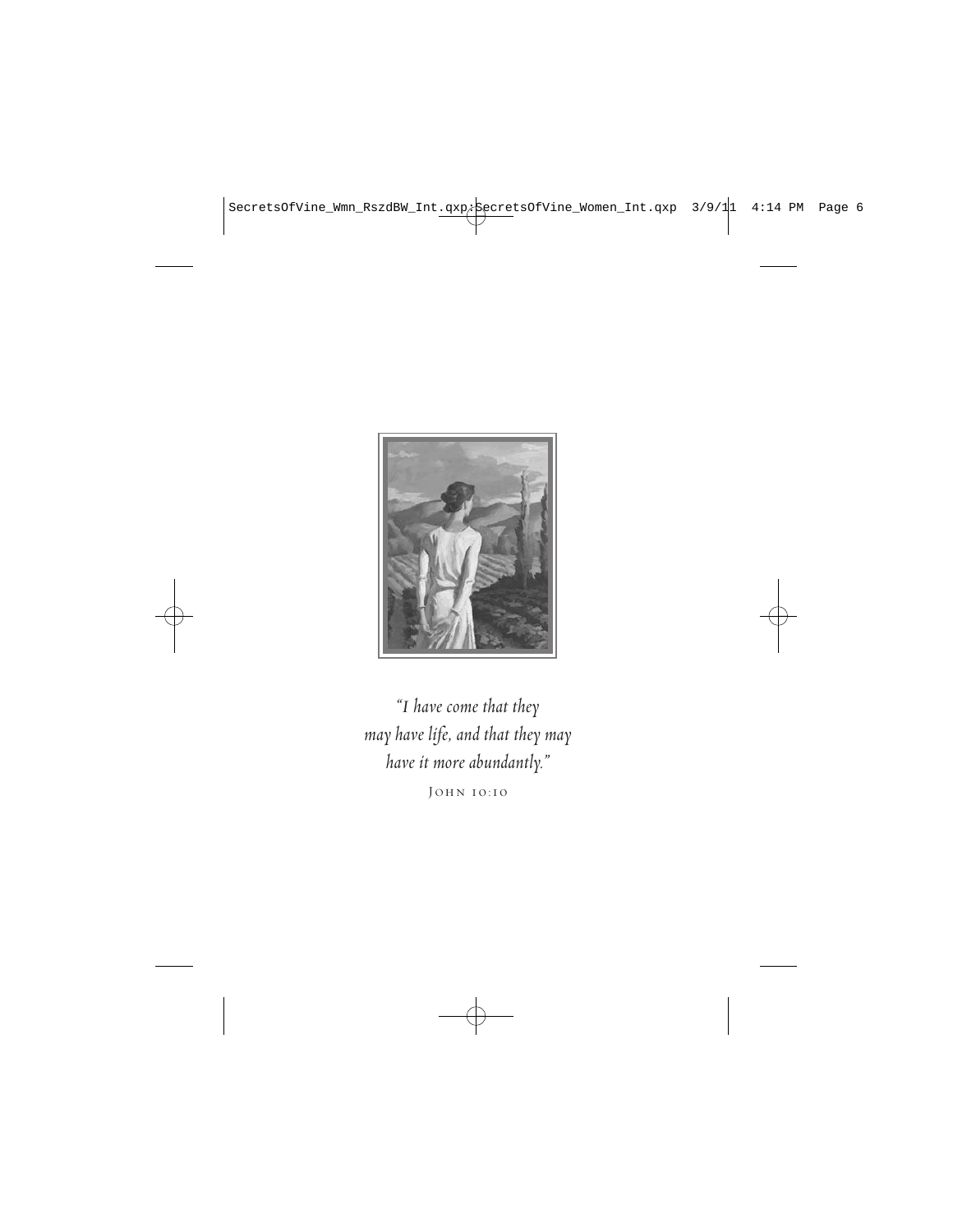*"I have come that they may have life, and that they may have it more abundantly."*

JOHN 10:10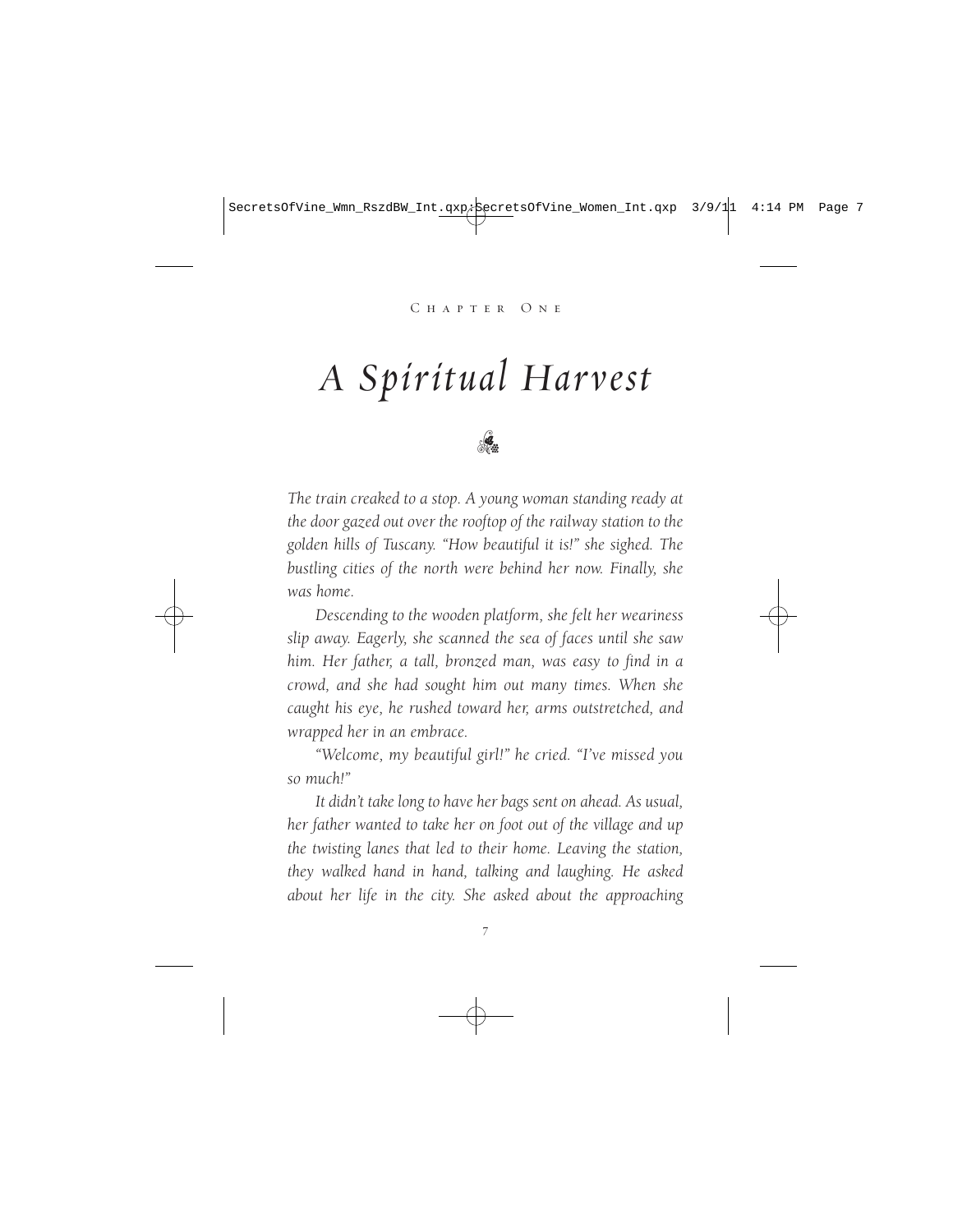Chapter One

# *A Spiritual Harvest*

*The train creaked to a stop. A young woman standing ready at the door gazed out over the rooftop of the railway station to the golden hills of Tuscany. "How beautiful it is!" she sighed. The bustling cities of the north were behind her now. Finally, she was home.*

*Descending to the wooden platform, she felt her weariness slip away. Eagerly, she scanned the sea of faces until she saw him. Her father, a tall, bronzed man, was easy to find in a crowd, and she had sought him out many times. When she caught his eye, he rushed toward her, arms outstretched, and wrapped her in an embrace.*

*"Welcome, my beautiful girl!" he cried. "I've missed you so much!"*

*It didn't take long to have her bags sent on ahead. As usual, her father wanted to take her on foot out of the village and up the twisting lanes that led to their home. Leaving the station, they walked hand in hand, talking and laughing. He asked about her life in the city. She asked about the approaching*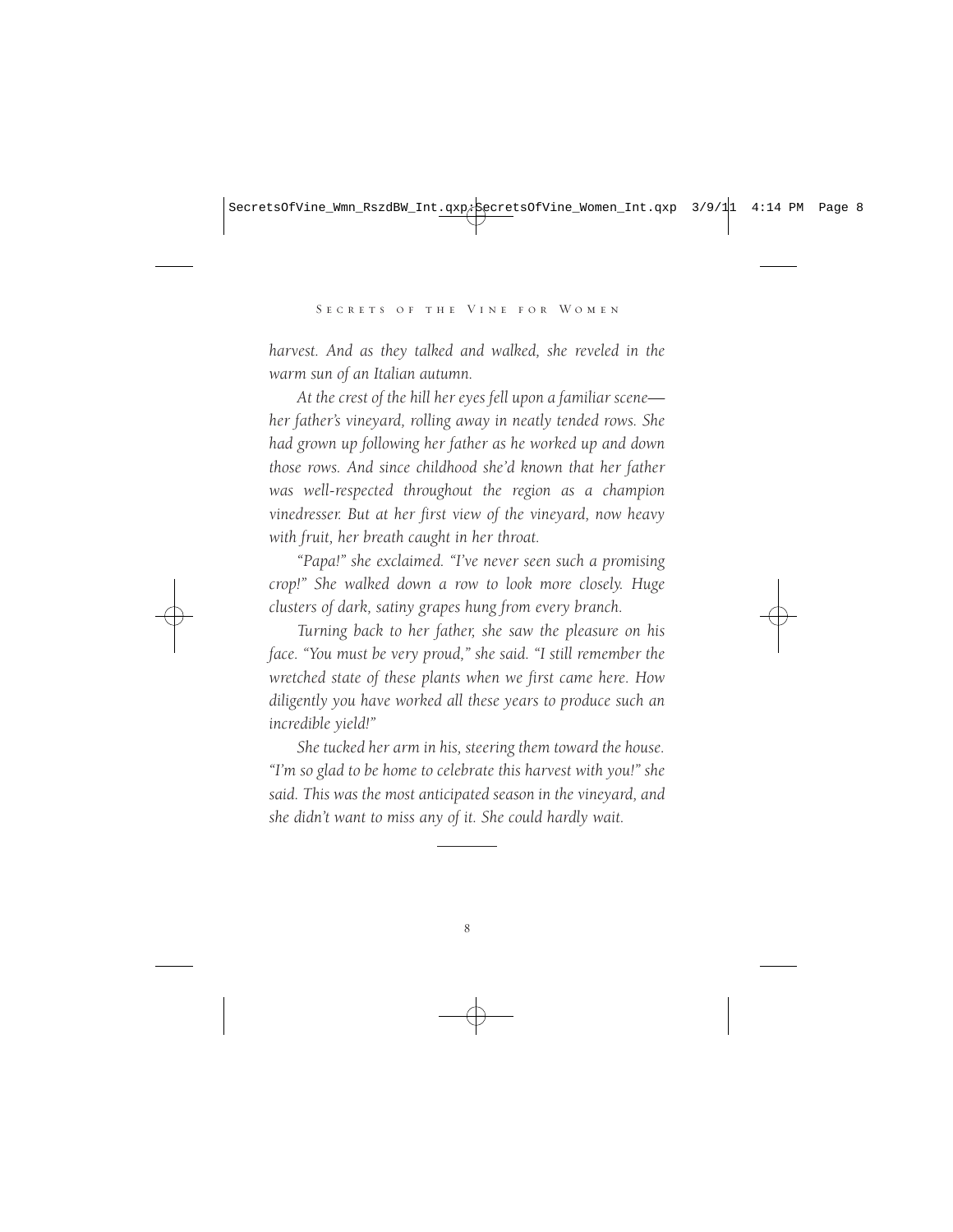*harvest. And as they talked and walked, she reveled in the warm sun of an Italian autumn.*

*At the crest of the hill her eyes fell upon a familiar scene—her father's vineyard, rolling away in neatly tended rows. She had grown up following her father as he worked up and down those rows. And since childhood she'd known that her father was well-respected throughout the region as a champion vinedresser. But at her first view of the vineyard, now heavy with fruit, her breath caught in her throat.*

*"Papa!" she exclaimed. "I've never seen such a promising crop!" She walked down a row to look more closely. Huge clusters of dark, satiny grapes hung from every branch.*

*Turning back to her father, she saw the pleasure on his face. "You must be very proud," she said. "I still remember the wretched state of these plants when we first came here. How diligently you have worked all these years to produce such an incredible yield!"*

*She tucked her arm in his, steering them toward the house. "I'm so glad to be home to celebrate this harvest with you!" she said. This was the most anticipated season in the vineyard, and she didn't want to miss any of it. She could hardly wait.*

---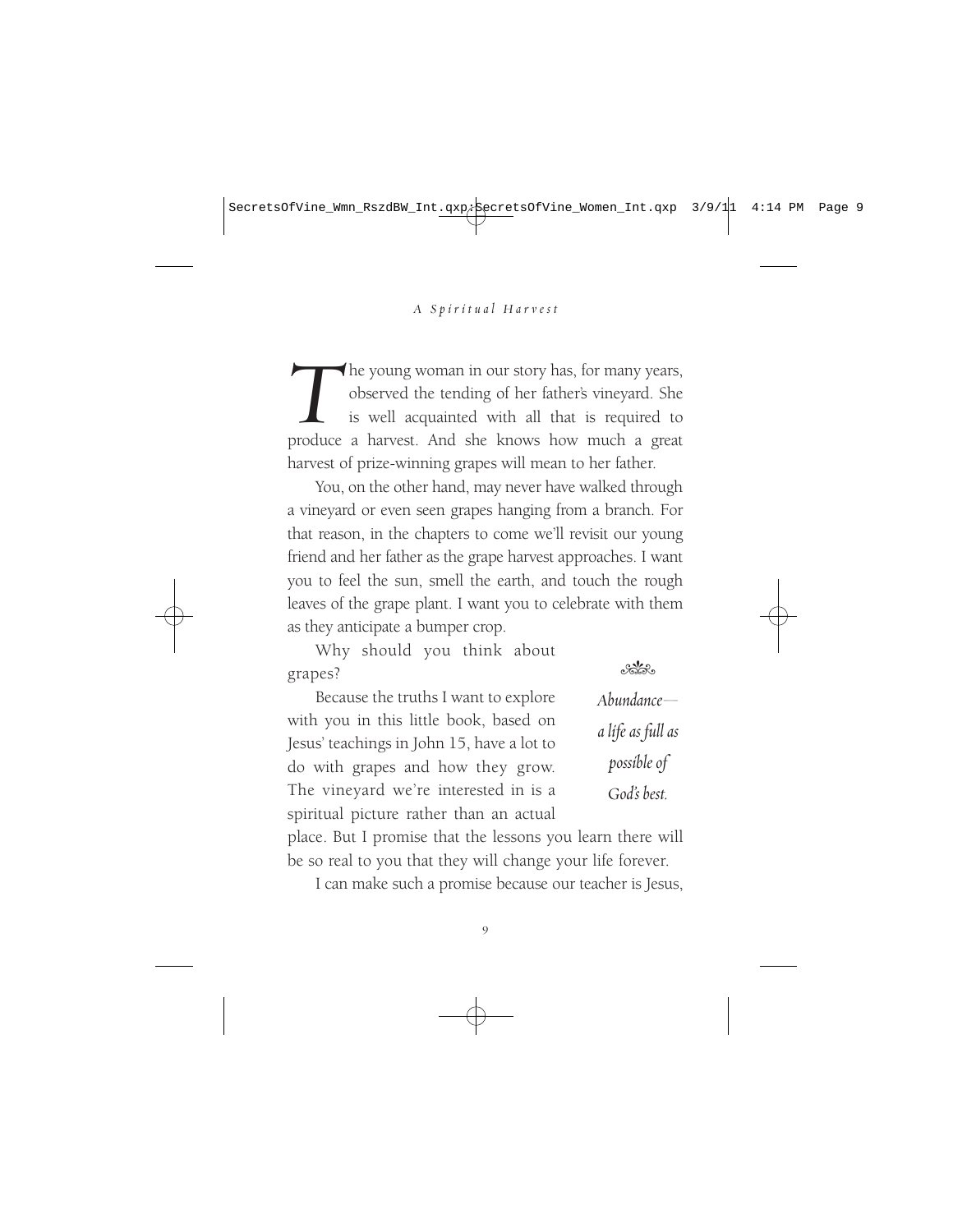The young woman in our story has, for many years, observed the tending of her father's vineyard. She is well acquainted with all that is required to produce a harvest. And she knows how much a great harvest of prize-winning grapes will mean to her father.

You, on the other hand, may never have walked through a vineyard or even seen grapes hanging from a branch. For that reason, in the chapters to come we'll revisit our young friend and her father as the grape harvest approaches. I want you to feel the sun, smell the earth, and touch the rough leaves of the grape plant. I want you to celebrate with them as they anticipate a bumper crop.

Why should you think about grapes?

Because the truths I want to explore with you in this little book, based on Jesus' teachings in John 15, have a lot to do with grapes and how they grow. The vineyard we're interested in is a spiritual picture rather than an actual place. But I promise that the lessons you learn there will be so real to you that they will change your life forever.

> *Abundance—a life as full as possible of God's best.*

I can make such a promise because our teacher is Jesus,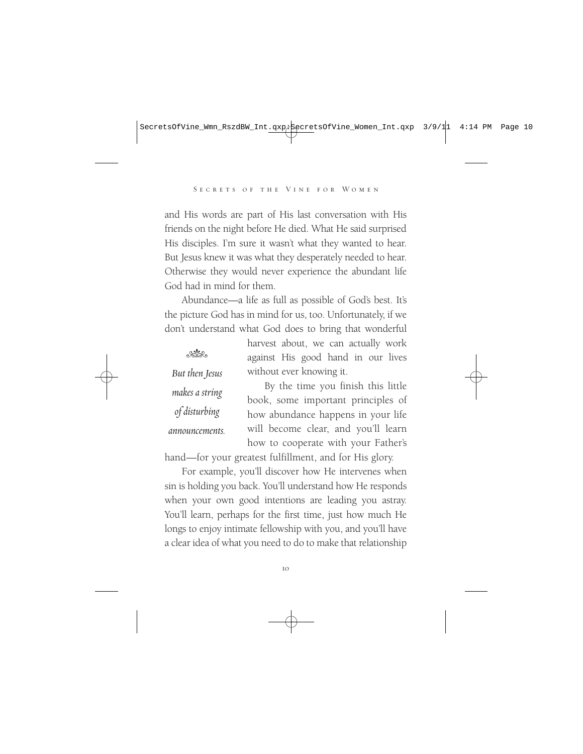and His words are part of His last conversation with His friends on the night before He died. What He said surprised His disciples. I'm sure it wasn't what they wanted to hear. But Jesus knew it was what they desperately needed to hear. Otherwise they would never experience the abundant life God had in mind for them.

Abundance—a life as full as possible of God's best. It's the picture God has in mind for us, too. Unfortunately, if we don't understand what God does to bring that wonderful harvest about, we can actually work against His good hand in our lives without ever knowing it.

> *But then Jesus makes a string of disturbing announcements.*

By the time you finish this little book, some important principles of how abundance happens in your life will become clear, and you'll learn how to cooperate with your Father's hand—for your greatest fulfillment, and for His glory.

For example, you'll discover how He intervenes when sin is holding you back. You'll understand how He responds when your own good intentions are leading you astray. You'll learn, perhaps for the first time, just how much He longs to enjoy intimate fellowship with you, and you'll have a clear idea of what you need to do to make that relationship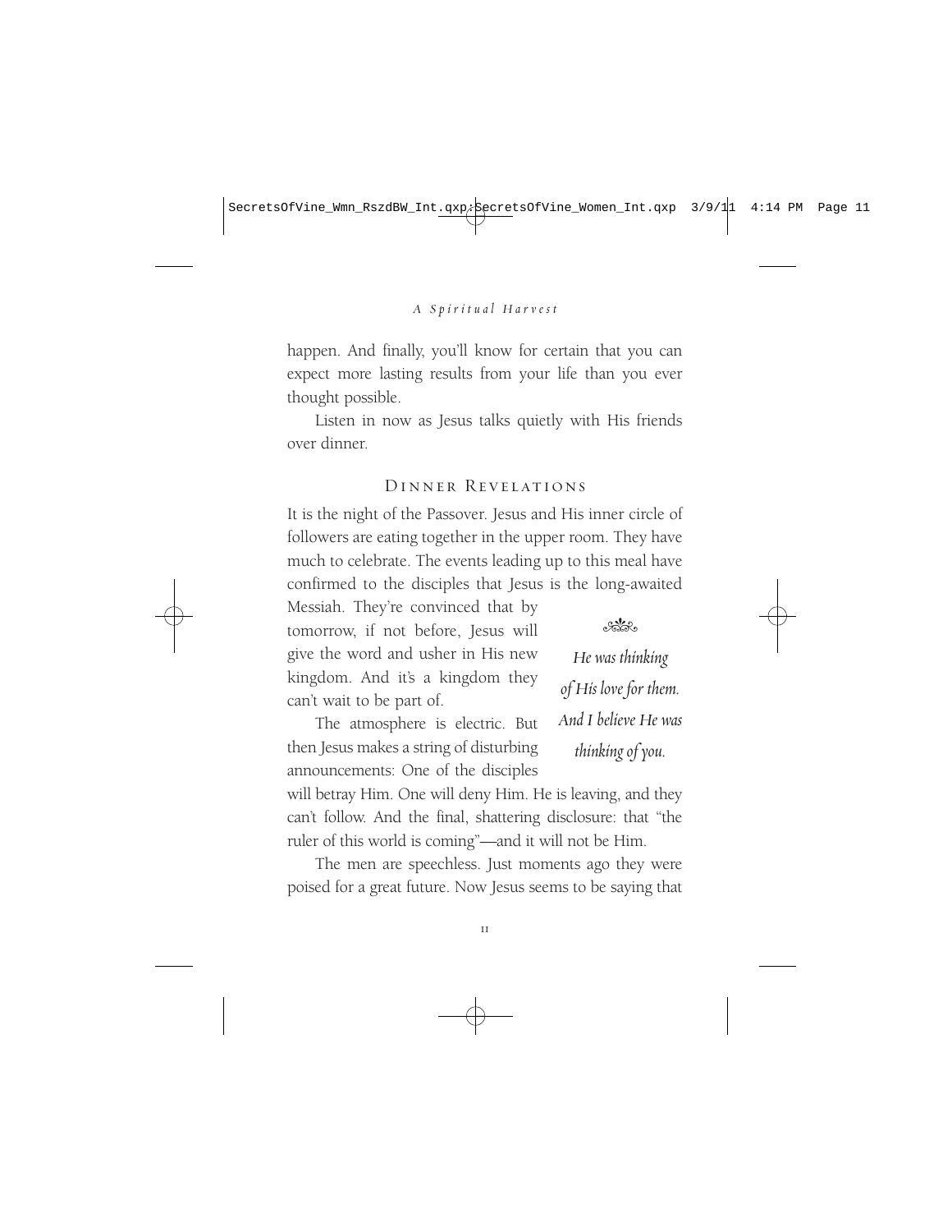happen. And finally, you'll know for certain that you can expect more lasting results from your life than you ever thought possible.

Listen in now as Jesus talks quietly with His friends over dinner.

## Dinner Revelations

It is the night of the Passover. Jesus and His inner circle of followers are eating together in the upper room. They have much to celebrate. The events leading up to this meal have confirmed to the disciples that Jesus is the long-awaited Messiah. They're convinced that by tomorrow, if not before, Jesus will give the word and usher in His new kingdom. And it's a kingdom they can't wait to be part of.

The atmosphere is electric. But then Jesus makes a string of disturbing announcements: One of the disciples will betray Him. One will deny Him. He is leaving, and they can't follow. And the final, shattering disclosure: that "the ruler of this world is coming"—and it will not be Him.

*He was thinking of His love for them. And I believe He was thinking of you.*

The men are speechless. Just moments ago they were poised for a great future. Now Jesus seems to be saying that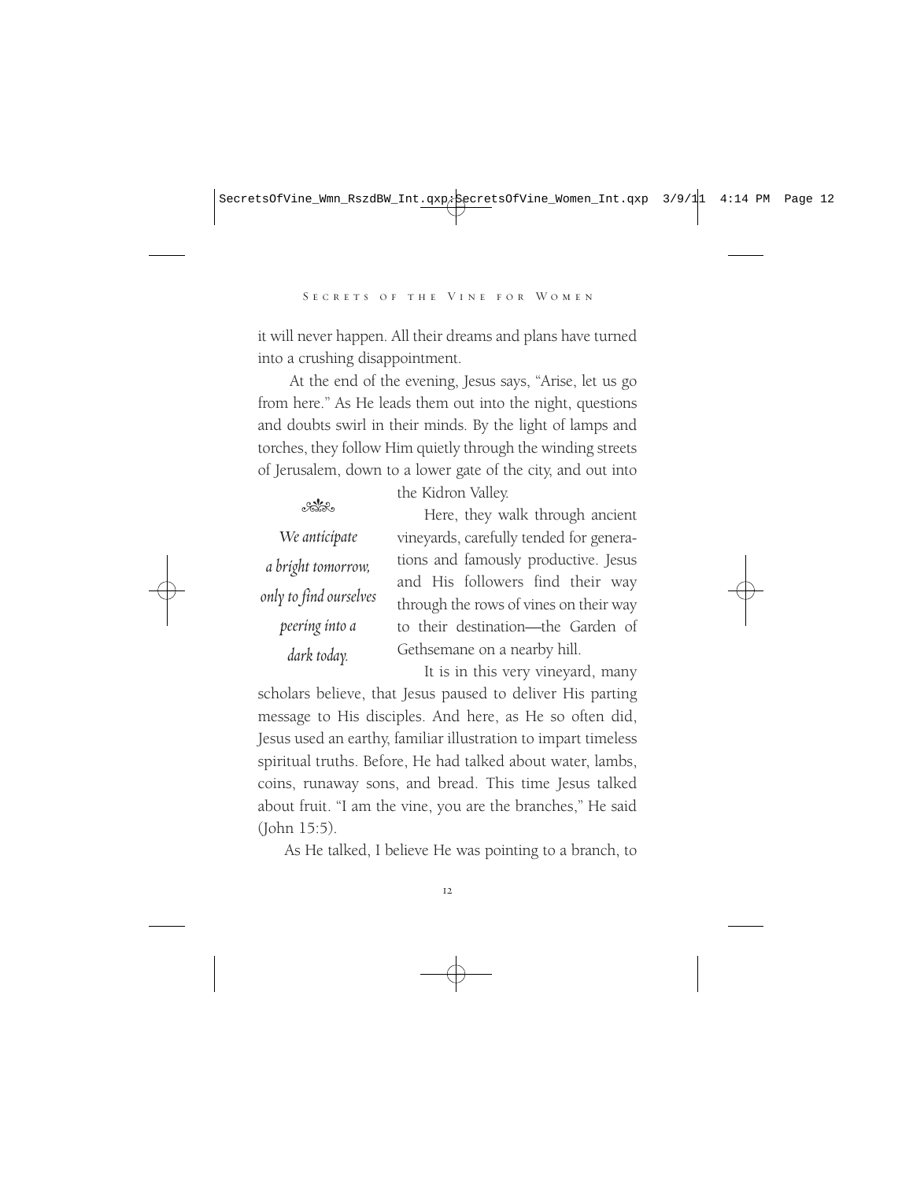it will never happen. All their dreams and plans have turned into a crushing disappointment.

At the end of the evening, Jesus says, "Arise, let us go from here." As He leads them out into the night, questions and doubts swirl in their minds. By the light of lamps and torches, they follow Him quietly through the winding streets of Jerusalem, down to a lower gate of the city, and out into the Kidron Valley.

> *We anticipate a bright tomorrow, only to find ourselves peering into a dark today.*

Here, they walk through ancient vineyards, carefully tended for generations and famously productive. Jesus and His followers find their way through the rows of vines on their way to their destination—the Garden of Gethsemane on a nearby hill.

It is in this very vineyard, many scholars believe, that Jesus paused to deliver His parting message to His disciples. And here, as He so often did, Jesus used an earthy, familiar illustration to impart timeless spiritual truths. Before, He had talked about water, lambs, coins, runaway sons, and bread. This time Jesus talked about fruit. "I am the vine, you are the branches," He said (John 15:5).

As He talked, I believe He was pointing to a branch, to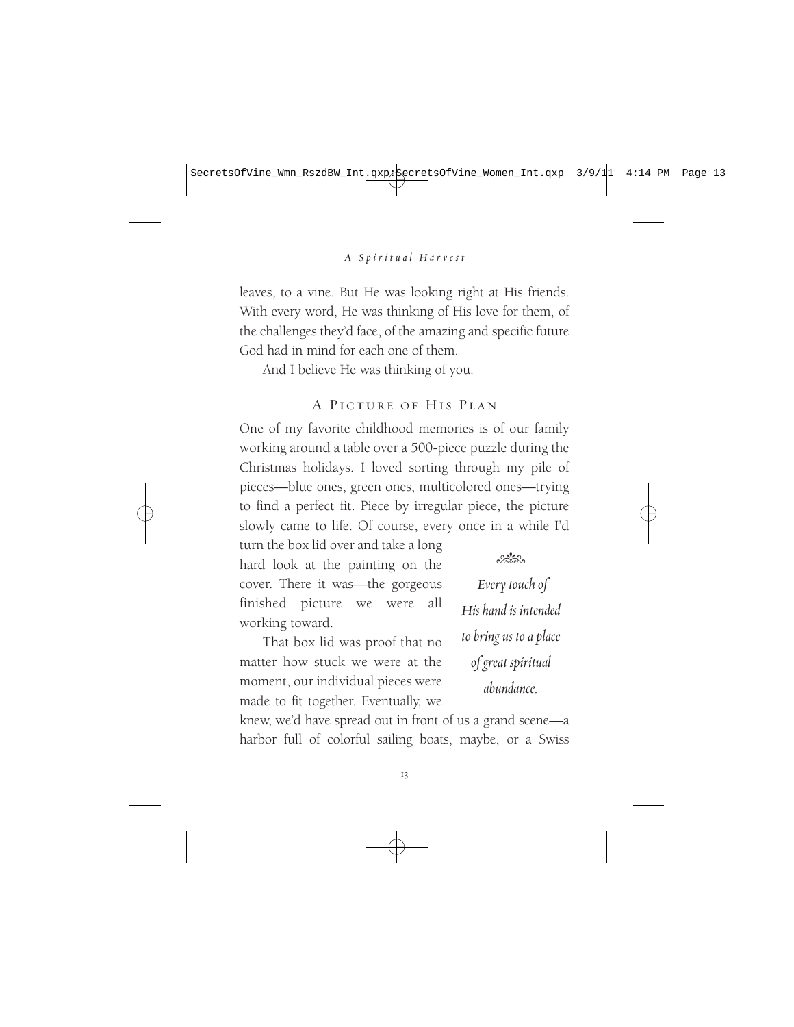leaves, to a vine. But He was looking right at His friends. With every word, He was thinking of His love for them, of the challenges they'd face, of the amazing and specific future God had in mind for each one of them.

And I believe He was thinking of you.

## A Picture of His Plan

One of my favorite childhood memories is of our family working around a table over a 500-piece puzzle during the Christmas holidays. I loved sorting through my pile of pieces—blue ones, green ones, multicolored ones—trying to find a perfect fit. Piece by irregular piece, the picture slowly came to life. Of course, every once in a while I'd turn the box lid over and take a long hard look at the painting on the cover. There it was—the gorgeous finished picture we were all working toward.

That box lid was proof that no matter how stuck we were at the moment, our individual pieces were made to fit together. Eventually, we knew, we'd have spread out in front of us a grand scene—a harbor full of colorful sailing boats, maybe, or a Swiss

*Every touch of His hand is intended to bring us to a place of great spiritual abundance.*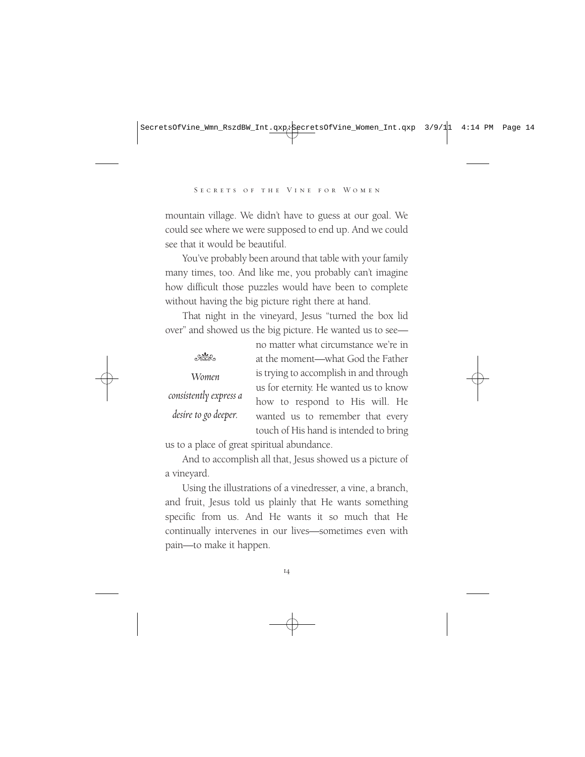mountain village. We didn't have to guess at our goal. We could see where we were supposed to end up. And we could see that it would be beautiful.

You've probably been around that table with your family many times, too. And like me, you probably can't imagine how difficult those puzzles would have been to complete without having the big picture right there at hand.

That night in the vineyard, Jesus "turned the box lid over" and showed us the big picture. He wanted us to see—no matter what circumstance we're in at the moment—what God the Father is trying to accomplish in and through us for eternity. He wanted us to know how to respond to His will. He wanted us to remember that every touch of His hand is intended to bring us to a place of great spiritual abundance.

> *Women consistently express a desire to go deeper.*

And to accomplish all that, Jesus showed us a picture of a vineyard.

Using the illustrations of a vinedresser, a vine, a branch, and fruit, Jesus told us plainly that He wants something specific from us. And He wants it so much that He continually intervenes in our lives—sometimes even with pain—to make it happen.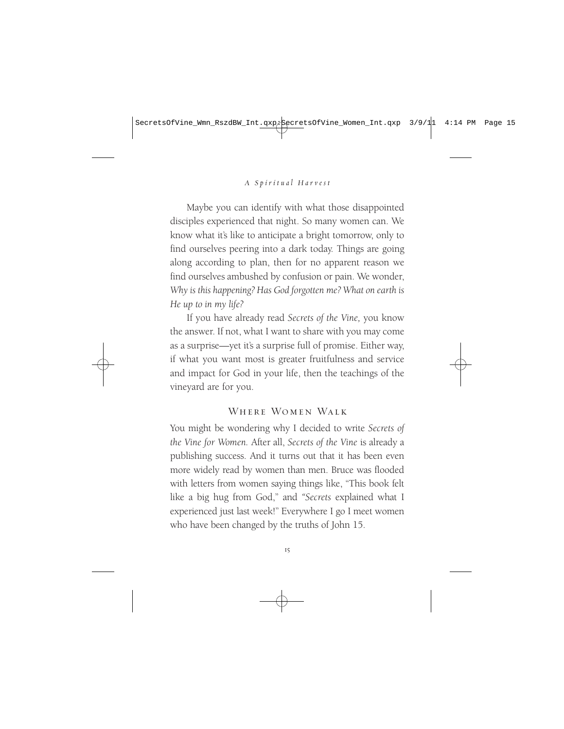Maybe you can identify with what those disappointed disciples experienced that night. So many women can. We know what it's like to anticipate a bright tomorrow, only to find ourselves peering into a dark today. Things are going along according to plan, then for no apparent reason we find ourselves ambushed by confusion or pain. We wonder, *Why is this happening? Has God forgotten me? What on earth is He up to in my life?*

If you have already read *Secrets of the Vine,* you know the answer. If not, what I want to share with you may come as a surprise—yet it's a surprise full of promise. Either way, if what you want most is greater fruitfulness and service and impact for God in your life, then the teachings of the vineyard are for you.

## Where Women Walk

You might be wondering why I decided to write *Secrets of the Vine for Women.* After all, *Secrets of the Vine* is already a publishing success. And it turns out that it has been even more widely read by women than men. Bruce was flooded with letters from women saying things like, "This book felt like a big hug from God," and "*Secrets* explained what I experienced just last week!" Everywhere I go I meet women who have been changed by the truths of John 15.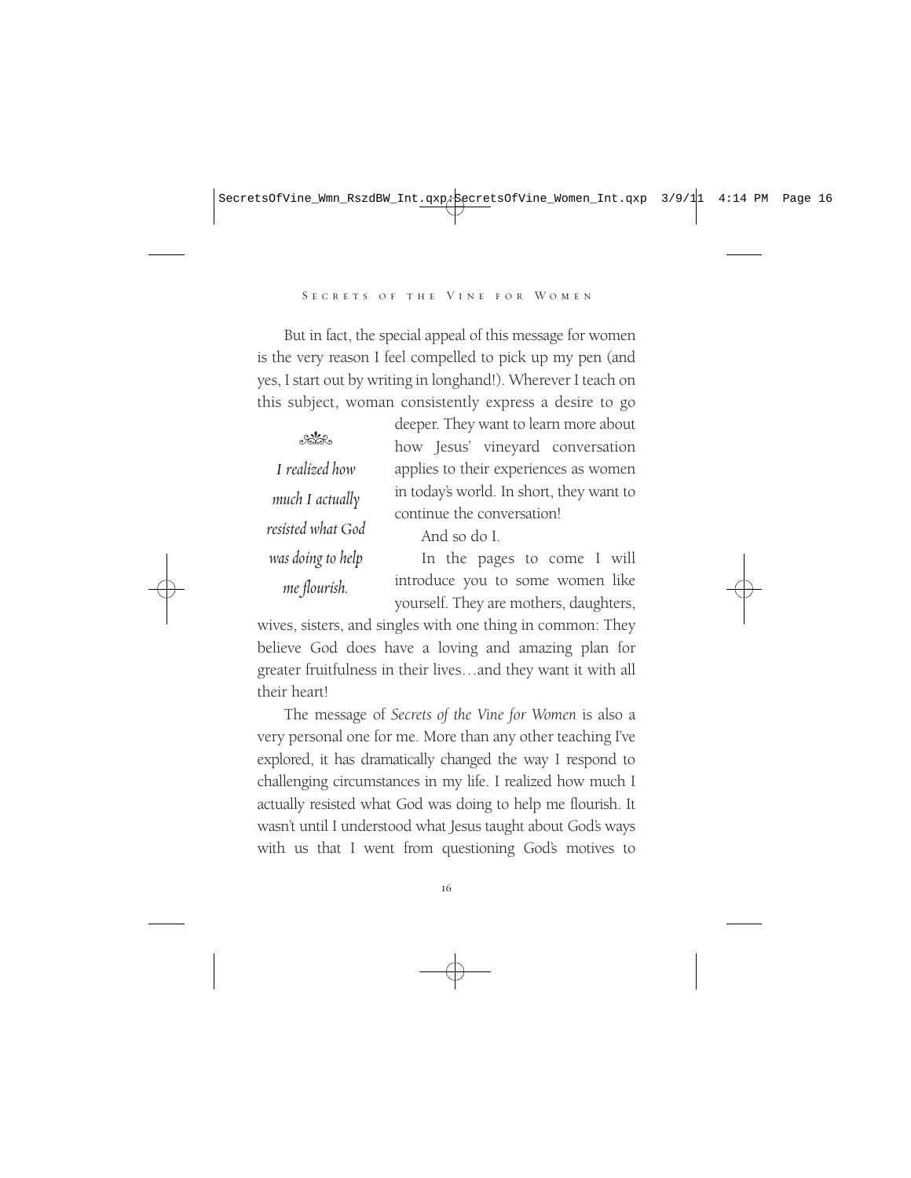But in fact, the special appeal of this message for women is the very reason I feel compelled to pick up my pen (and yes, I start out by writing in longhand!). Wherever I teach on this subject, woman consistently express a desire to go deeper. They want to learn more about how Jesus' vineyard conversation applies to their experiences as women in today's world. In short, they want to continue the conversation!

> *I realized how much I actually resisted what God was doing to help me flourish.*

And so do I.

In the pages to come I will introduce you to some women like yourself. They are mothers, daughters, wives, sisters, and singles with one thing in common: They believe God does have a loving and amazing plan for greater fruitfulness in their lives…and they want it with all their heart!

The message of *Secrets of the Vine for Women* is also a very personal one for me. More than any other teaching I've explored, it has dramatically changed the way I respond to challenging circumstances in my life. I realized how much I actually resisted what God was doing to help me flourish. It wasn't until I understood what Jesus taught about God's ways with us that I went from questioning God's motives to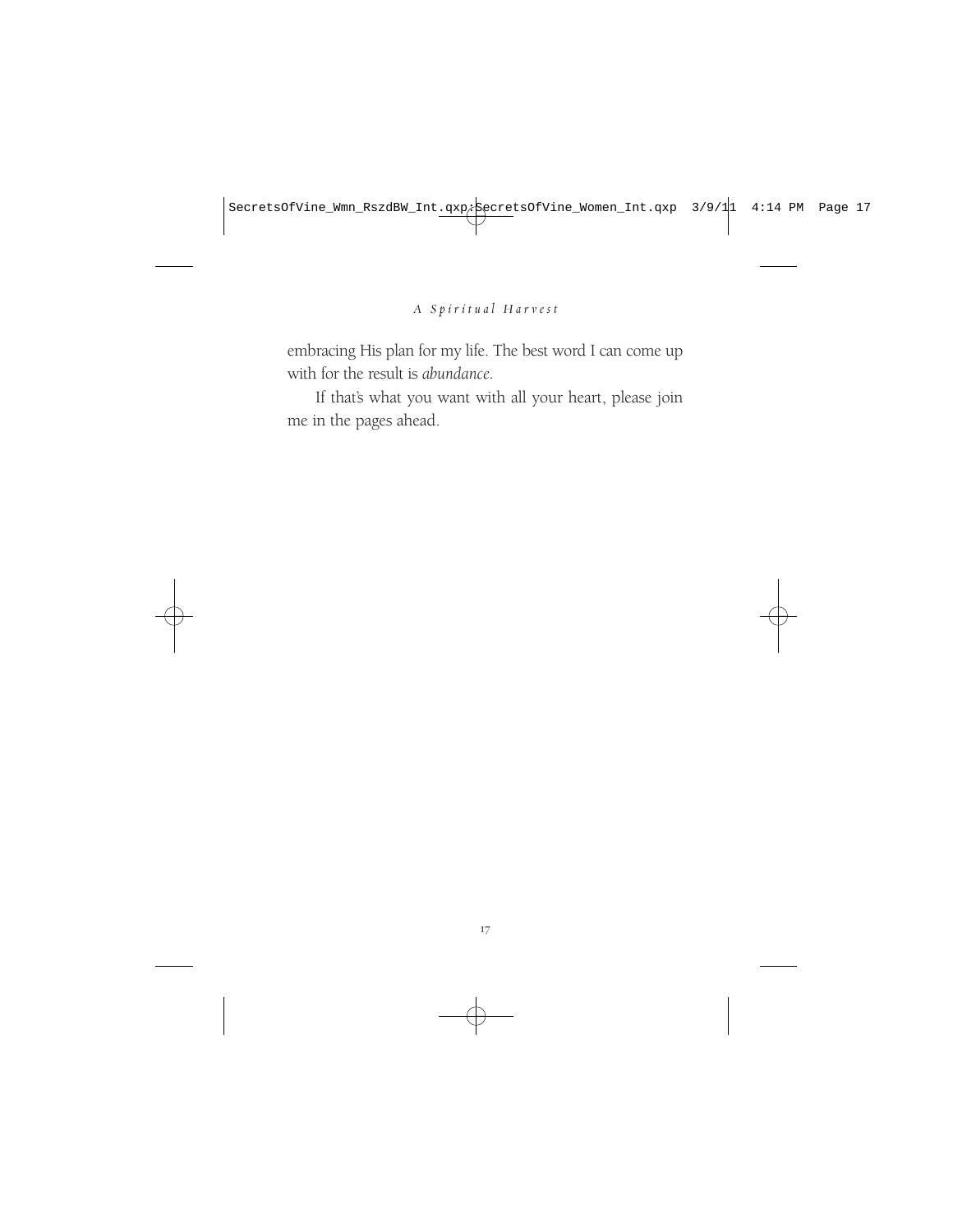embracing His plan for my life. The best word I can come up with for the result is *abundance*.

If that's what you want with all your heart, please join me in the pages ahead.